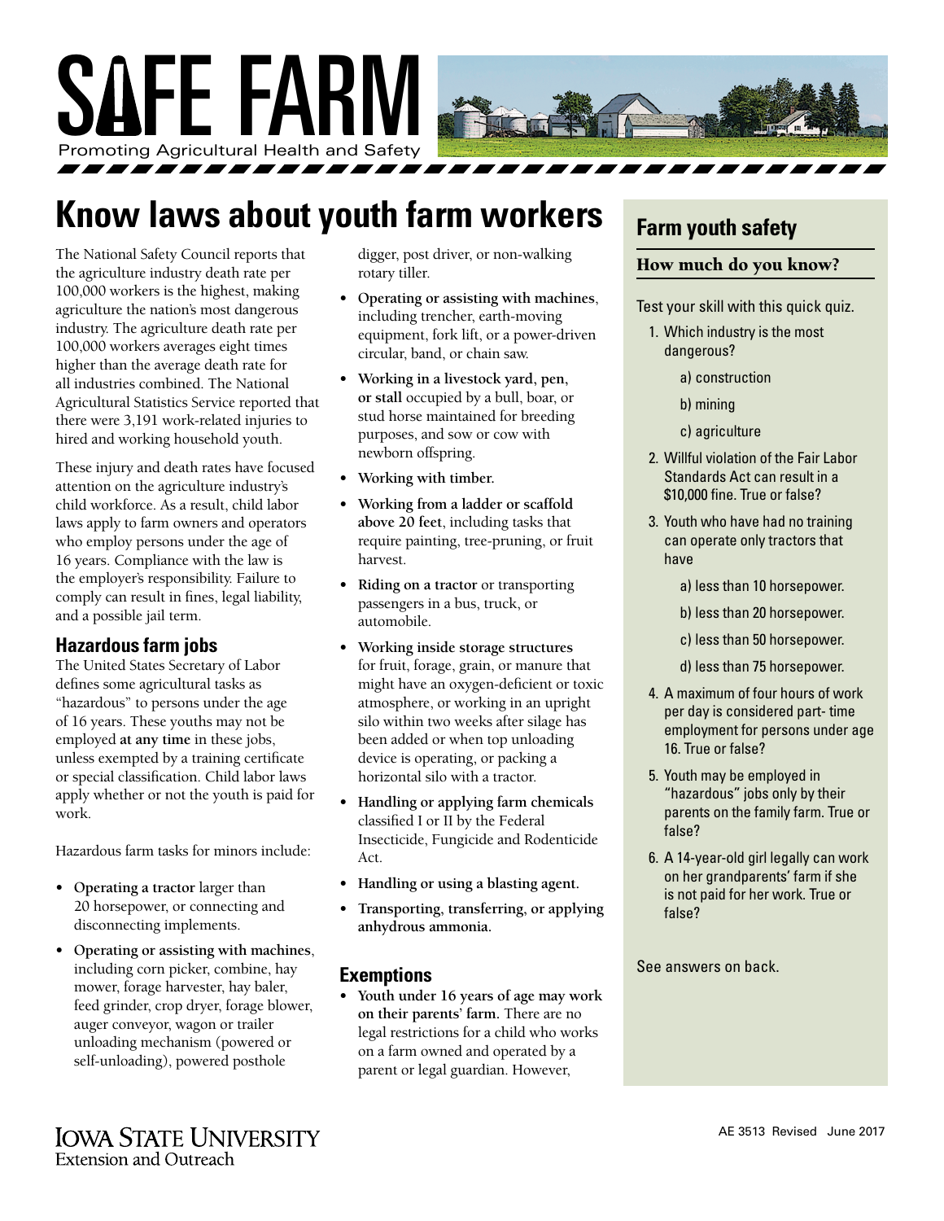# SAFE FARM

Promoting Agricultural Health and Safety

## Know laws about youth farm workers

The National Safety Council reports that the agriculture industry death rate per 100,000 workers is the highest, making agriculture the nation's most dangerous industry. The agriculture death rate per 100,000 workers averages eight times higher than the average death rate for all industries combined. The National Agricultural Statistics Service reported that there were 3,191 work-related injuries to hired and working household youth.

These injury and death rates have focused attention on the agriculture industry's child workforce. As a result, child labor laws apply to farm owners and operators who employ persons under the age of 16 years. Compliance with the law is the employer's responsibility. Failure to comply can result in fines, legal liability, and a possible jail term.

### Hazardous farm jobs

The United States Secretary of Labor defines some agricultural tasks as "hazardous" to persons under the age of 16 years. These youths may not be employed **at any time** in these jobs, unless exempted by a training certificate or special classification. Child labor laws apply whether or not the youth is paid for work.

Hazardous farm tasks for minors include:

- **Operating a tractor** larger than 20 horsepower, or connecting and disconnecting implements.
- **Operating or assisting with machines**, including corn picker, combine, hay mower, forage harvester, hay baler, feed grinder, crop dryer, forage blower, auger conveyor, wagon or trailer unloading mechanism (powered or self-unloading), powered posthole digger, post driver, or non-walking rotary tiller.
- **Operating or assisting with machines**, including trencher, earth-moving equipment, fork lift, or a power-driven circular, band, or chain saw.
- **Working in a livestock yard, pen, or stall** occupied by a bull, boar, or stud horse maintained for breeding purposes, and sow or cow with newborn offspring.
- **Working with timber.**
- **Working from a ladder or scaffold above 20 feet**, including tasks that require painting, tree-pruning, or fruit harvest.
- **Riding on a tractor** or transporting passengers in a bus, truck, or automobile.
- **Working inside storage structures** for fruit, forage, grain, or manure that might have an oxygen-deficient or toxic atmosphere, or working in an upright silo within two weeks after silage has been added or when top unloading device is operating, or packing a horizontal silo with a tractor.
- **Handling or applying farm chemicals** classified I or II by the Federal Insecticide, Fungicide and Rodenticide Act.
- **Handling or using a blasting agent.**
- **Transporting, transferring, or applying anhydrous ammonia.**

### Exemptions

- **Youth under 16 years of age may work on their parents' farm.** There are no legal restrictions for a child who works on a farm owned and operated by a parent or legal guardian. However,

## Farm youth safety

### How much do you know?

Test your skill with this quick quiz.

1. Which industry is the most dangerous?
   - a) construction
   - b) mining
   - c) agriculture
2. Willful violation of the Fair Labor Standards Act can result in a $10,000 fine. True or false?
3. Youth who have had no training can operate only tractors that have
   - a) less than 10 horsepower.
   - b) less than 20 horsepower.
   - c) less than 50 horsepower.
   - d) less than 75 horsepower.
4. A maximum of four hours of work per day is considered part- time employment for persons under age 16. True or false?
5. Youth may be employed in "hazardous" jobs only by their parents on the family farm. True or false?
6. A 14-year-old girl legally can work on her grandparents' farm if she is not paid for her work. True or false?

See answers on back.

Iowa State University Extension and Outreach

AE 3513 Revised June 2017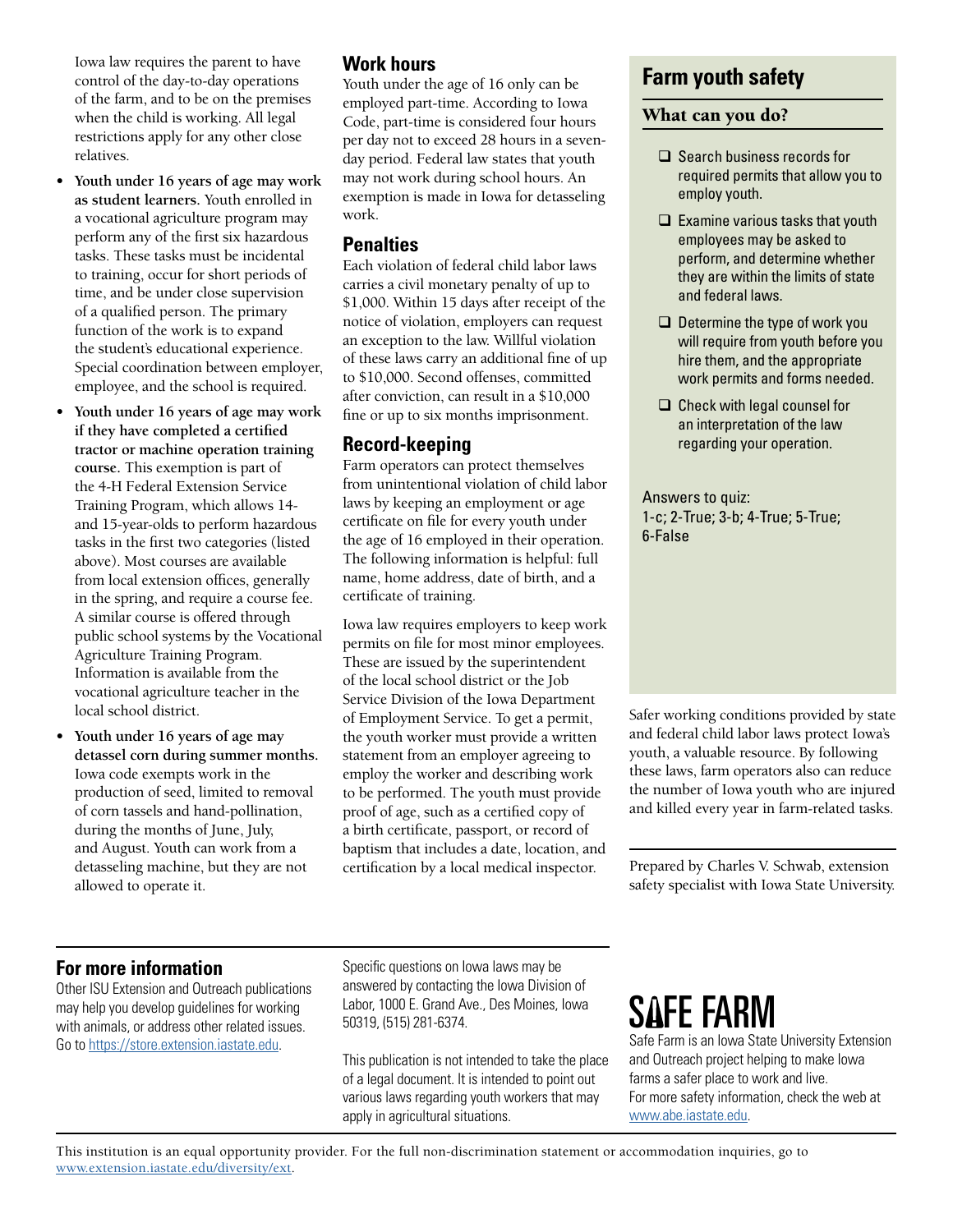Iowa law requires the parent to have control of the day-to-day operations of the farm, and to be on the premises when the child is working. All legal restrictions apply for any other close relatives.

- **Youth under 16 years of age may work as student learners.** Youth enrolled in a vocational agriculture program may perform any of the first six hazardous tasks. These tasks must be incidental to training, occur for short periods of time, and be under close supervision of a qualified person. The primary function of the work is to expand the student's educational experience. Special coordination between employer, employee, and the school is required.
- **Youth under 16 years of age may work if they have completed a certified tractor or machine operation training course.** This exemption is part of the 4-H Federal Extension Service Training Program, which allows 14- and 15-year-olds to perform hazardous tasks in the first two categories (listed above). Most courses are available from local extension offices, generally in the spring, and require a course fee. A similar course is offered through public school systems by the Vocational Agriculture Training Program. Information is available from the vocational agriculture teacher in the local school district.
- **Youth under 16 years of age may detassel corn during summer months.** Iowa code exempts work in the production of seed, limited to removal of corn tassels and hand-pollination, during the months of June, July, and August. Youth can work from a detasseling machine, but they are not allowed to operate it.

## Work hours

Youth under the age of 16 only can be employed part-time. According to Iowa Code, part-time is considered four hours per day not to exceed 28 hours in a seven-day period. Federal law states that youth may not work during school hours. An exemption is made in Iowa for detasseling work.

## Penalties

Each violation of federal child labor laws carries a civil monetary penalty of up to $1,000. Within 15 days after receipt of the notice of violation, employers can request an exception to the law. Willful violation of these laws carry an additional fine of up to $10,000. Second offenses, committed after conviction, can result in a $10,000 fine or up to six months imprisonment.

## Record-keeping

Farm operators can protect themselves from unintentional violation of child labor laws by keeping an employment or age certificate on file for every youth under the age of 16 employed in their operation. The following information is helpful: full name, home address, date of birth, and a certificate of training.

Iowa law requires employers to keep work permits on file for most minor employees. These are issued by the superintendent of the local school district or the Job Service Division of the Iowa Department of Employment Service. To get a permit, the youth worker must provide a written statement from an employer agreeing to employ the worker and describing work to be performed. The youth must provide proof of age, such as a certified copy of a birth certificate, passport, or record of baptism that includes a date, location, and certification by a local medical inspector.

## Farm youth safety

### What can you do?

- ❑ Search business records for required permits that allow you to employ youth.
- ❑ Examine various tasks that youth employees may be asked to perform, and determine whether they are within the limits of state and federal laws.
- ❑ Determine the type of work you will require from youth before you hire them, and the appropriate work permits and forms needed.
- ❑ Check with legal counsel for an interpretation of the law regarding your operation.

Answers to quiz:
1-c; 2-True; 3-b; 4-True; 5-True; 6-False

Safer working conditions provided by state and federal child labor laws protect Iowa's youth, a valuable resource. By following these laws, farm operators also can reduce the number of Iowa youth who are injured and killed every year in farm-related tasks.

Prepared by Charles V. Schwab, extension safety specialist with Iowa State University.

## For more information

Other ISU Extension and Outreach publications may help you develop guidelines for working with animals, or address other related issues. Go to https://store.extension.iastate.edu.

Specific questions on Iowa laws may be answered by contacting the Iowa Division of Labor, 1000 E. Grand Ave., Des Moines, Iowa 50319, (515) 281-6374.

This publication is not intended to take the place of a legal document. It is intended to point out various laws regarding youth workers that may apply in agricultural situations.

**SAFE FARM**

Safe Farm is an Iowa State University Extension and Outreach project helping to make Iowa farms a safer place to work and live.
For more safety information, check the web at www.abe.iastate.edu.

This institution is an equal opportunity provider. For the full non-discrimination statement or accommodation inquiries, go to www.extension.iastate.edu/diversity/ext.